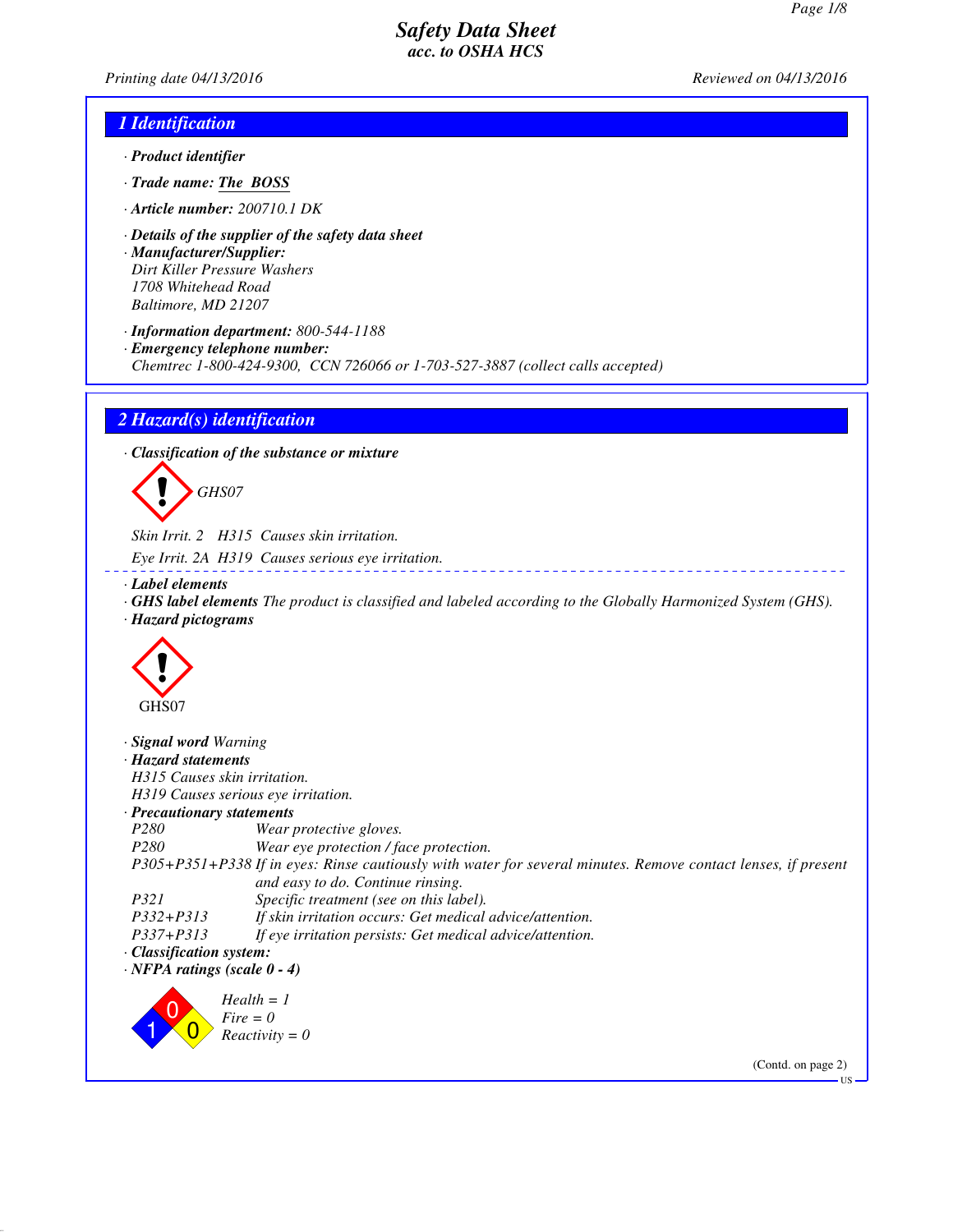# Safety Data Sheet
### acc. to OSHA HCS

Printing date 04/13/2016 Reviewed on 04/13/2016

## 1 Identification

· **Product identifier**

· **Trade name:** **The BOSS**

· **Article number:** 200710.1 DK

· **Details of the supplier of the safety data sheet**
· **Manufacturer/Supplier:**
Dirt Killer Pressure Washers
1708 Whitehead Road
Baltimore, MD 21207

· **Information department:** 800-544-1188
· **Emergency telephone number:**
Chemtrec 1-800-424-9300, CCN 726066 or 1-703-527-3887 (collect calls accepted)

## 2 Hazard(s) identification

· **Classification of the substance or mixture**

GHS07

Skin Irrit. 2 H315 Causes skin irritation.

Eye Irrit. 2A H319 Causes serious eye irritation.

· **Label elements**
· **GHS label elements** The product is classified and labeled according to the Globally Harmonized System (GHS).
· **Hazard pictograms**

GHS07

· **Signal word** Warning
· **Hazard statements**
H315 Causes skin irritation.
H319 Causes serious eye irritation.
· **Precautionary statements**

| | |
|---|---|
| P280 | Wear protective gloves. |
| P280 | Wear eye protection / face protection. |
| P305+P351+P338 | If in eyes: Rinse cautiously with water for several minutes. Remove contact lenses, if present and easy to do. Continue rinsing. |
| P321 | Specific treatment (see on this label). |
| P332+P313 | If skin irritation occurs: Get medical advice/attention. |
| P337+P313 | If eye irritation persists: Get medical advice/attention. |

· **Classification system:**
· **NFPA ratings (scale 0 - 4)**

Health = 1
Fire = 0
Reactivity = 0

(Contd. on page 2)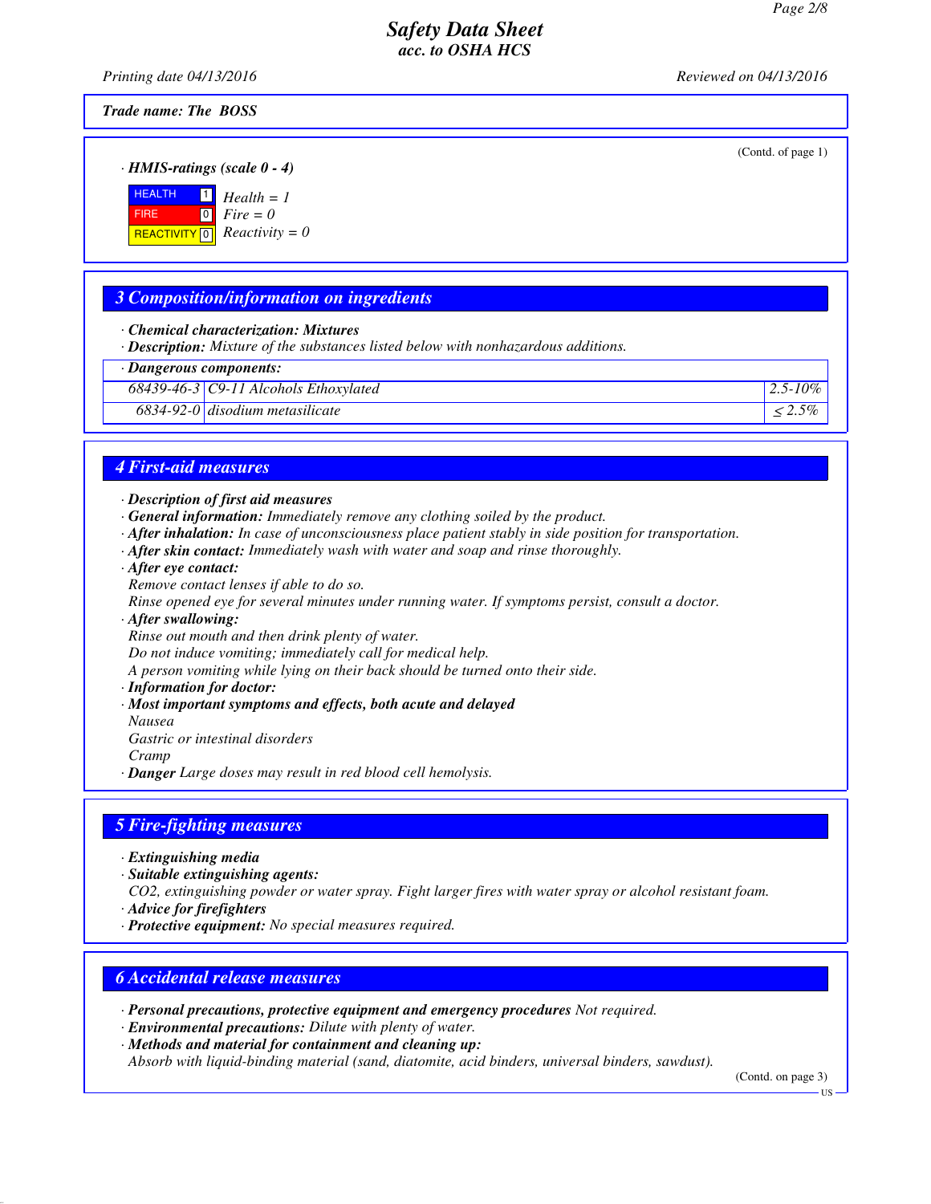**Trade name: The BOSS**

(Contd. of page 1)

· ***HMIS-ratings (scale 0 - 4)***

| | | |
|---|---|---|
| HEALTH | 1 | *Health = 1* |
| FIRE | 0 | *Fire = 0* |
| REACTIVITY | 0 | *Reactivity = 0* |

## 3 Composition/information on ingredients

· ***Chemical characterization: Mixtures***
· ***Description:*** *Mixture of the substances listed below with nonhazardous additions.*

| · ***Dangerous components:*** | | |
|---|---|---|
| *68439-46-3* | *C9-11 Alcohols Ethoxylated* | *2.5-10%* |
| *6834-92-0* | *disodium metasilicate* | *≤ 2.5%* |

## 4 First-aid measures

· ***Description of first aid measures***
· ***General information:*** *Immediately remove any clothing soiled by the product.*
· ***After inhalation:*** *In case of unconsciousness place patient stably in side position for transportation.*
· ***After skin contact:*** *Immediately wash with water and soap and rinse thoroughly.*
· ***After eye contact:***
*Remove contact lenses if able to do so.*
*Rinse opened eye for several minutes under running water. If symptoms persist, consult a doctor.*
· ***After swallowing:***
*Rinse out mouth and then drink plenty of water.*
*Do not induce vomiting; immediately call for medical help.*
*A person vomiting while lying on their back should be turned onto their side.*
· ***Information for doctor:***
· ***Most important symptoms and effects, both acute and delayed***
*Nausea*
*Gastric or intestinal disorders*
*Cramp*
· ***Danger*** *Large doses may result in red blood cell hemolysis.*

## 5 Fire-fighting measures

· ***Extinguishing media***
· ***Suitable extinguishing agents:***
*$CO_2$, extinguishing powder or water spray. Fight larger fires with water spray or alcohol resistant foam.*
· ***Advice for firefighters***
· ***Protective equipment:*** *No special measures required.*

## 6 Accidental release measures

· ***Personal precautions, protective equipment and emergency procedures*** *Not required.*
· ***Environmental precautions:*** *Dilute with plenty of water.*
· ***Methods and material for containment and cleaning up:***
*Absorb with liquid-binding material (sand, diatomite, acid binders, universal binders, sawdust).*

(Contd. on page 3)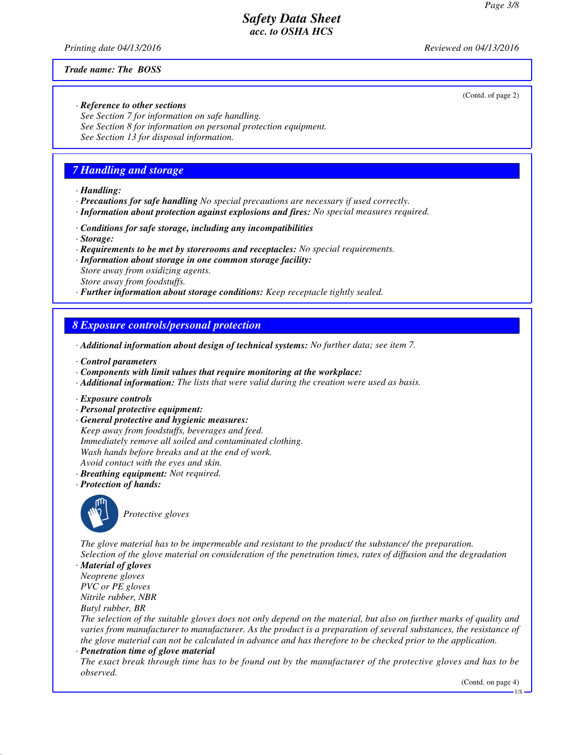Trade name: The BOSS

(Contd. of page 2)

· **Reference to other sections**
See Section 7 for information on safe handling.
See Section 8 for information on personal protection equipment.
See Section 13 for disposal information.

## 7 Handling and storage

· **Handling:**
· **Precautions for safe handling** No special precautions are necessary if used correctly.
· **Information about protection against explosions and fires:** No special measures required.

· **Conditions for safe storage, including any incompatibilities**
· **Storage:**
· **Requirements to be met by storerooms and receptacles:** No special requirements.
· **Information about storage in one common storage facility:**
Store away from oxidizing agents.
Store away from foodstuffs.
· **Further information about storage conditions:** Keep receptacle tightly sealed.

## 8 Exposure controls/personal protection

· **Additional information about design of technical systems:** No further data; see item 7.

· **Control parameters**
· **Components with limit values that require monitoring at the workplace:**
· **Additional information:** The lists that were valid during the creation were used as basis.

· **Exposure controls**
· **Personal protective equipment:**
· **General protective and hygienic measures:**
Keep away from foodstuffs, beverages and feed.
Immediately remove all soiled and contaminated clothing.
Wash hands before breaks and at the end of work.
Avoid contact with the eyes and skin.
· **Breathing equipment:** Not required.
· **Protection of hands:**

Protective gloves

The glove material has to be impermeable and resistant to the product/ the substance/ the preparation.
Selection of the glove material on consideration of the penetration times, rates of diffusion and the degradation
· **Material of gloves**
Neoprene gloves
PVC or PE gloves
Nitrile rubber, NBR
Butyl rubber, BR
The selection of the suitable gloves does not only depend on the material, but also on further marks of quality and varies from manufacturer to manufacturer. As the product is a preparation of several substances, the resistance of the glove material can not be calculated in advance and has therefore to be checked prior to the application.
· **Penetration time of glove material**
The exact break through time has to be found out by the manufacturer of the protective gloves and has to be observed.

(Contd. on page 4)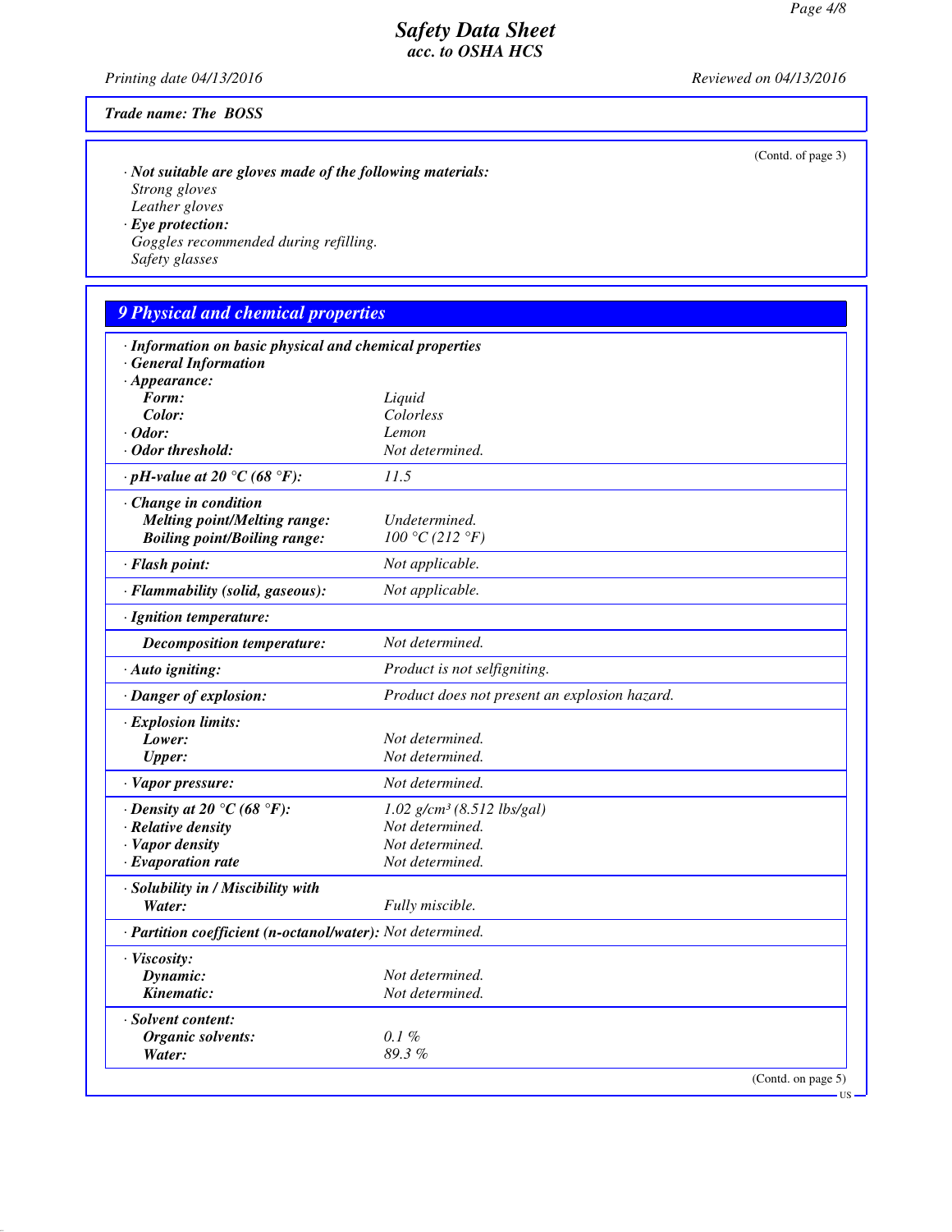# Safety Data Sheet
### acc. to OSHA HCS

Printing date 04/13/2016 | Reviewed on 04/13/2016

**Trade name: The BOSS**

(Contd. of page 3)

· ***Not suitable are gloves made of the following materials:***
*Strong gloves*
*Leather gloves*

· ***Eye protection:***
*Goggles recommended during refilling.*
*Safety glasses*

## 9 Physical and chemical properties

| Property | Value |
|---|---|
| · **Information on basic physical and chemical properties** | |
| · **General Information** | |
| · **Appearance:** | |
| **Form:** | Liquid |
| **Color:** | Colorless |
| · **Odor:** | Lemon |
| · **Odor threshold:** | Not determined. |
| · **pH-value at 20 °C (68 °F):** | 11.5 |
| · **Change in condition** | |
| **Melting point/Melting range:** | Undetermined. |
| **Boiling point/Boiling range:** | 100 °C (212 °F) |
| · **Flash point:** | Not applicable. |
| · **Flammability (solid, gaseous):** | Not applicable. |
| · **Ignition temperature:** | |
| **Decomposition temperature:** | Not determined. |
| · **Auto igniting:** | Product is not selfigniting. |
| · **Danger of explosion:** | Product does not present an explosion hazard. |
| · **Explosion limits:** | |
| **Lower:** | Not determined. |
| **Upper:** | Not determined. |
| · **Vapor pressure:** | Not determined. |
| · **Density at 20 °C (68 °F):** | 1.02 g/cm³ (8.512 lbs/gal) |
| · **Relative density** | Not determined. |
| · **Vapor density** | Not determined. |
| · **Evaporation rate** | Not determined. |
| · **Solubility in / Miscibility with** | |
| **Water:** | Fully miscible. |
| · **Partition coefficient (n-octanol/water):** | Not determined. |
| · **Viscosity:** | |
| **Dynamic:** | Not determined. |
| **Kinematic:** | Not determined. |
| · **Solvent content:** | |
| **Organic solvents:** | 0.1 % |
| **Water:** | 89.3 % |

(Contd. on page 5)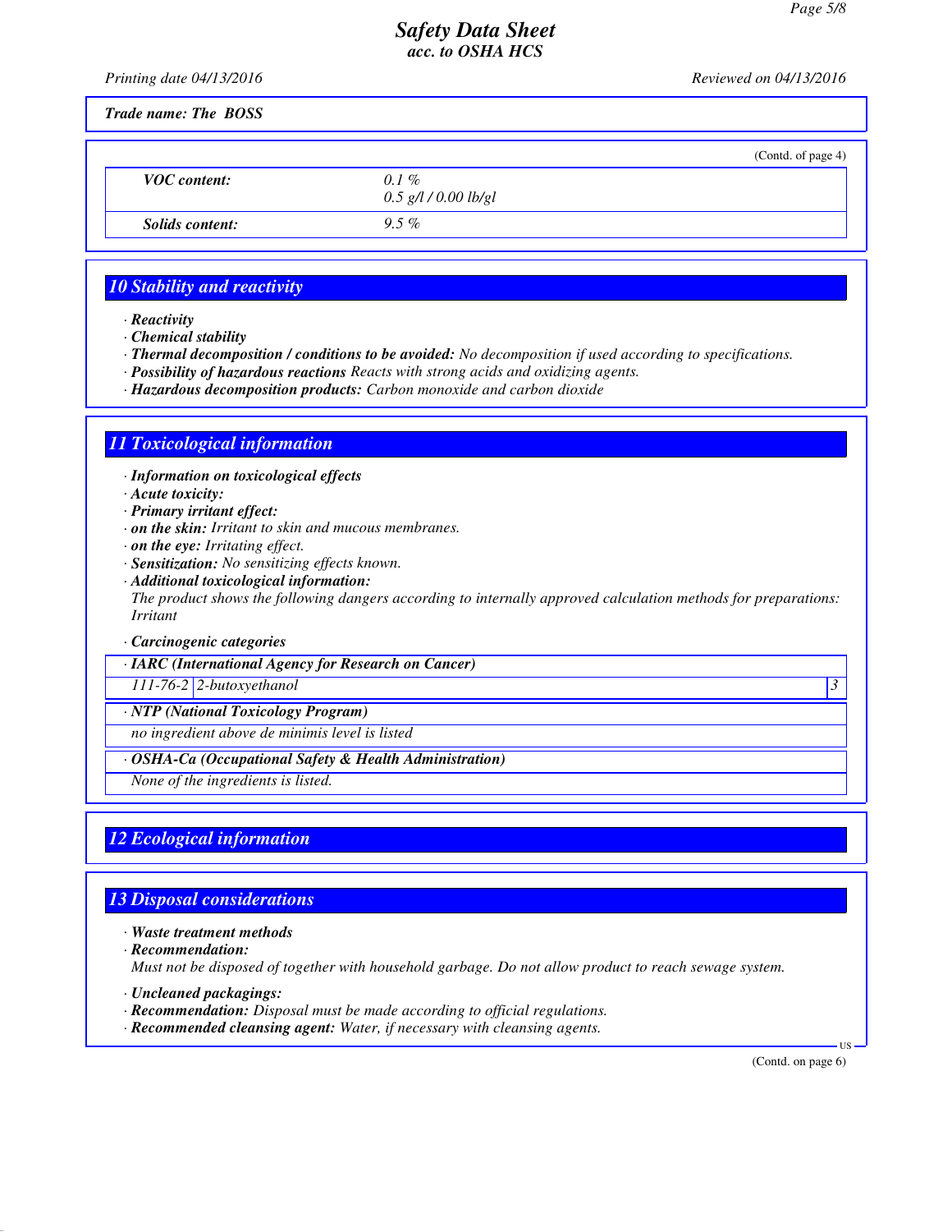(Contd. of page 4)

| | |
|---|---|
| ***VOC content:*** | *0.1 %*<br>*0.5 g/l / 0.00 lb/gl* |
| ***Solids content:*** | *9.5 %* |

## *10 Stability and reactivity*

· ***Reactivity***
· ***Chemical stability***
· ***Thermal decomposition / conditions to be avoided:*** *No decomposition if used according to specifications.*
· ***Possibility of hazardous reactions*** *Reacts with strong acids and oxidizing agents.*
· ***Hazardous decomposition products:*** *Carbon monoxide and carbon dioxide*

## *11 Toxicological information*

· ***Information on toxicological effects***
· ***Acute toxicity:***
· ***Primary irritant effect:***
· ***on the skin:*** *Irritant to skin and mucous membranes.*
· ***on the eye:*** *Irritating effect.*
· ***Sensitization:*** *No sensitizing effects known.*
· ***Additional toxicological information:***
*The product shows the following dangers according to internally approved calculation methods for preparations: Irritant*

· ***Carcinogenic categories***

| · ***IARC (International Agency for Research on Cancer)*** | | |
|---|---|---|
| *111-76-2* | *2-butoxyethanol* | *3* |

| · ***NTP (National Toxicology Program)*** |
|---|
| *no ingredient above de minimis level is listed* |

| · ***OSHA-Ca (Occupational Safety & Health Administration)*** |
|---|
| *None of the ingredients is listed.* |

## *12 Ecological information*

## *13 Disposal considerations*

· ***Waste treatment methods***
· ***Recommendation:***
*Must not be disposed of together with household garbage. Do not allow product to reach sewage system.*

· ***Uncleaned packagings:***
· ***Recommendation:*** *Disposal must be made according to official regulations.*
· ***Recommended cleansing agent:*** *Water, if necessary with cleansing agents.*

(Contd. on page 6)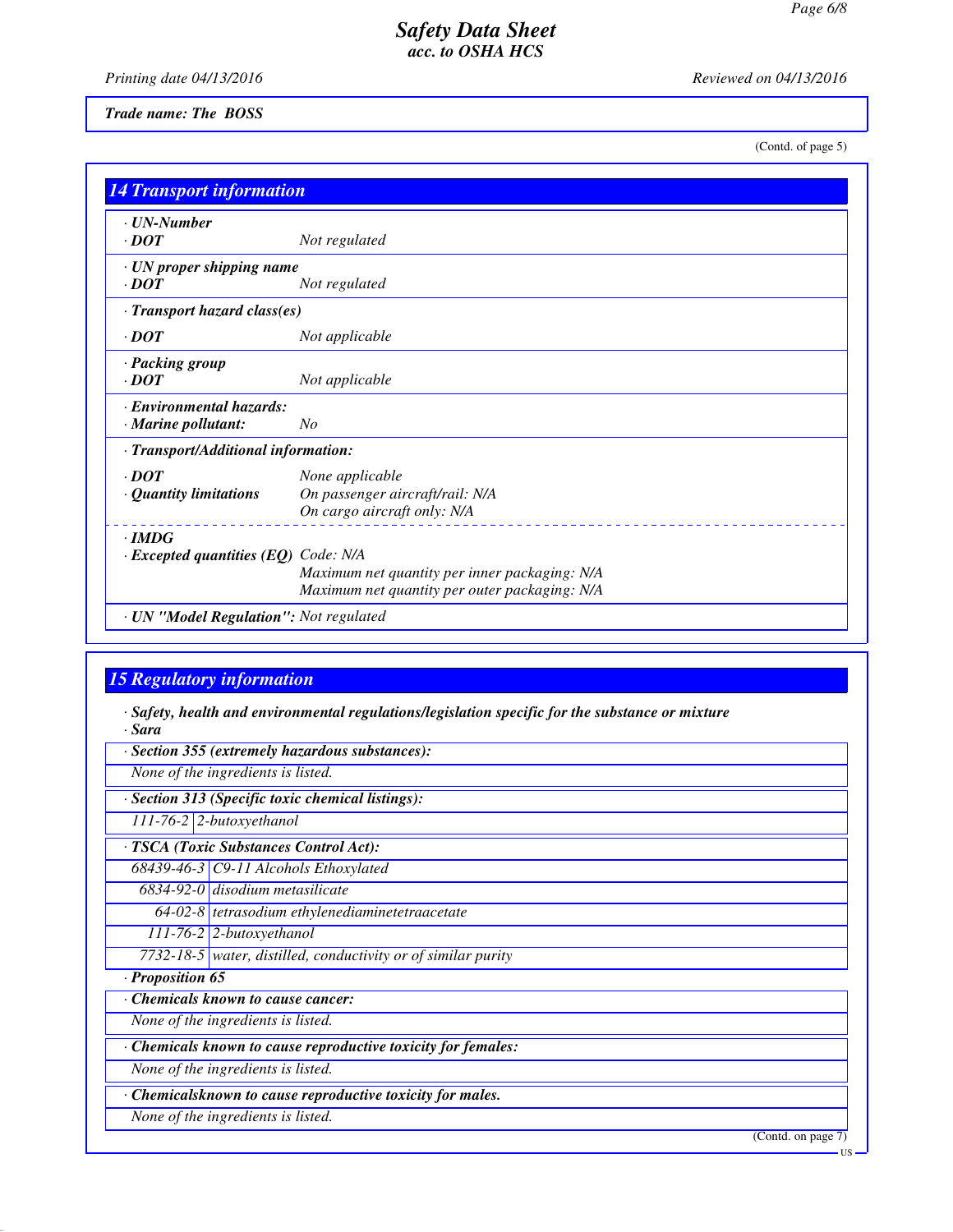**Trade name: The BOSS**

(Contd. of page 5)

## 14 Transport information

**· UN-Number**
**· DOT** Not regulated

**· UN proper shipping name**
**· DOT** Not regulated

**· Transport hazard class(es)**

**· DOT** Not applicable

**· Packing group**
**· DOT** Not applicable

**· Environmental hazards:**
**· Marine pollutant:** No

**· Transport/Additional information:**

**· DOT** None applicable
**· Quantity limitations** On passenger aircraft/rail: N/A
On cargo aircraft only: N/A

**· IMDG**
**· Excepted quantities (EQ)** Code: N/A
Maximum net quantity per inner packaging: N/A
Maximum net quantity per outer packaging: N/A

**· UN "Model Regulation":** Not regulated

## 15 Regulatory information

**· Safety, health and environmental regulations/legislation specific for the substance or mixture**
**· Sara**

**· Section 355 (extremely hazardous substances):**

None of the ingredients is listed.

**· Section 313 (Specific toxic chemical listings):**

| | |
|---|---|
| 111-76-2 | 2-butoxyethanol |

**· TSCA (Toxic Substances Control Act):**

| | |
|---|---|
| 68439-46-3 | C9-11 Alcohols Ethoxylated |
| 6834-92-0 | disodium metasilicate |
| 64-02-8 | tetrasodium ethylenediaminetetraacetate |
| 111-76-2 | 2-butoxyethanol |
| 7732-18-5 | water, distilled, conductivity or of similar purity |

**· Proposition 65**

**· Chemicals known to cause cancer:**

None of the ingredients is listed.

**· Chemicals known to cause reproductive toxicity for females:**

None of the ingredients is listed.

**· Chemicalsknown to cause reproductive toxicity for males.**

None of the ingredients is listed.

(Contd. on page 7)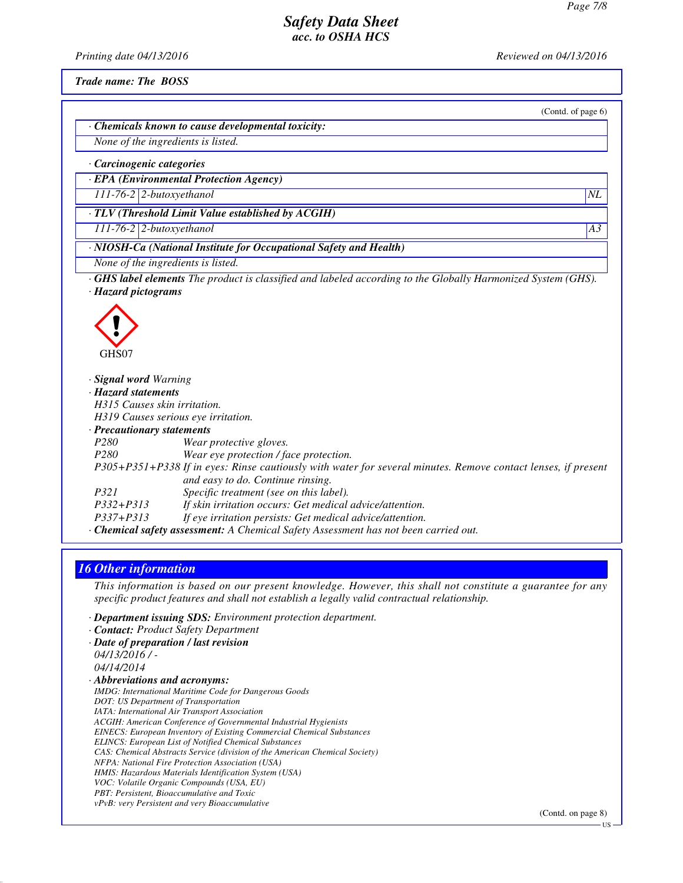**Trade name: The BOSS**

(Contd. of page 6)

· **Chemicals known to cause developmental toxicity:**

None of the ingredients is listed.

· **Carcinogenic categories**

| · **EPA (Environmental Protection Agency)** | | |
|---|---|---|
| 111-76-2 | 2-butoxyethanol | NL |

| · **TLV (Threshold Limit Value established by ACGIH)** | | |
|---|---|---|
| 111-76-2 | 2-butoxyethanol | A3 |

| · **NIOSH-Ca (National Institute for Occupational Safety and Health)** |
|---|
| None of the ingredients is listed. |

· **GHS label elements** The product is classified and labeled according to the Globally Harmonized System (GHS).

· **Hazard pictograms**

GHS07

· **Signal word** Warning

· **Hazard statements**

H315 Causes skin irritation.

H319 Causes serious eye irritation.

· **Precautionary statements**

| | |
|---|---|
| P280 | Wear protective gloves. |
| P280 | Wear eye protection / face protection. |
| P305+P351+P338 | If in eyes: Rinse cautiously with water for several minutes. Remove contact lenses, if present and easy to do. Continue rinsing. |
| P321 | Specific treatment (see on this label). |
| P332+P313 | If skin irritation occurs: Get medical advice/attention. |
| P337+P313 | If eye irritation persists: Get medical advice/attention. |

· **Chemical safety assessment:** A Chemical Safety Assessment has not been carried out.

## 16 Other information

This information is based on our present knowledge. However, this shall not constitute a guarantee for any specific product features and shall not establish a legally valid contractual relationship.

· **Department issuing SDS:** Environment protection department.

· **Contact:** Product Safety Department

· **Date of preparation / last revision**

04/13/2016 / -

04/14/2014

· **Abbreviations and acronyms:**

IMDG: International Maritime Code for Dangerous Goods
DOT: US Department of Transportation
IATA: International Air Transport Association
ACGIH: American Conference of Governmental Industrial Hygienists
EINECS: European Inventory of Existing Commercial Chemical Substances
ELINCS: European List of Notified Chemical Substances
CAS: Chemical Abstracts Service (division of the American Chemical Society)
NFPA: National Fire Protection Association (USA)
HMIS: Hazardous Materials Identification System (USA)
VOC: Volatile Organic Compounds (USA, EU)
PBT: Persistent, Bioaccumulative and Toxic
vPvB: very Persistent and very Bioaccumulative

(Contd. on page 8)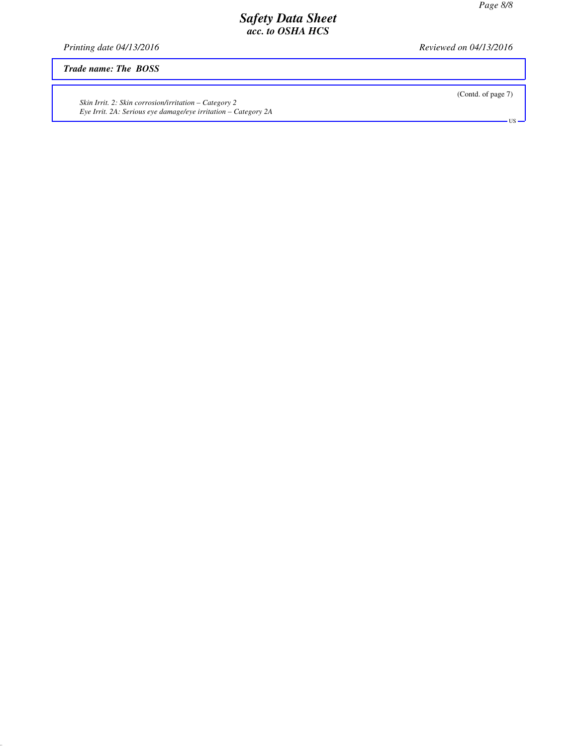*Trade name: The BOSS*

(Contd. of page 7)

*Skin Irrit. 2: Skin corrosion/irritation – Category 2*
*Eye Irrit. 2A: Serious eye damage/eye irritation – Category 2A*